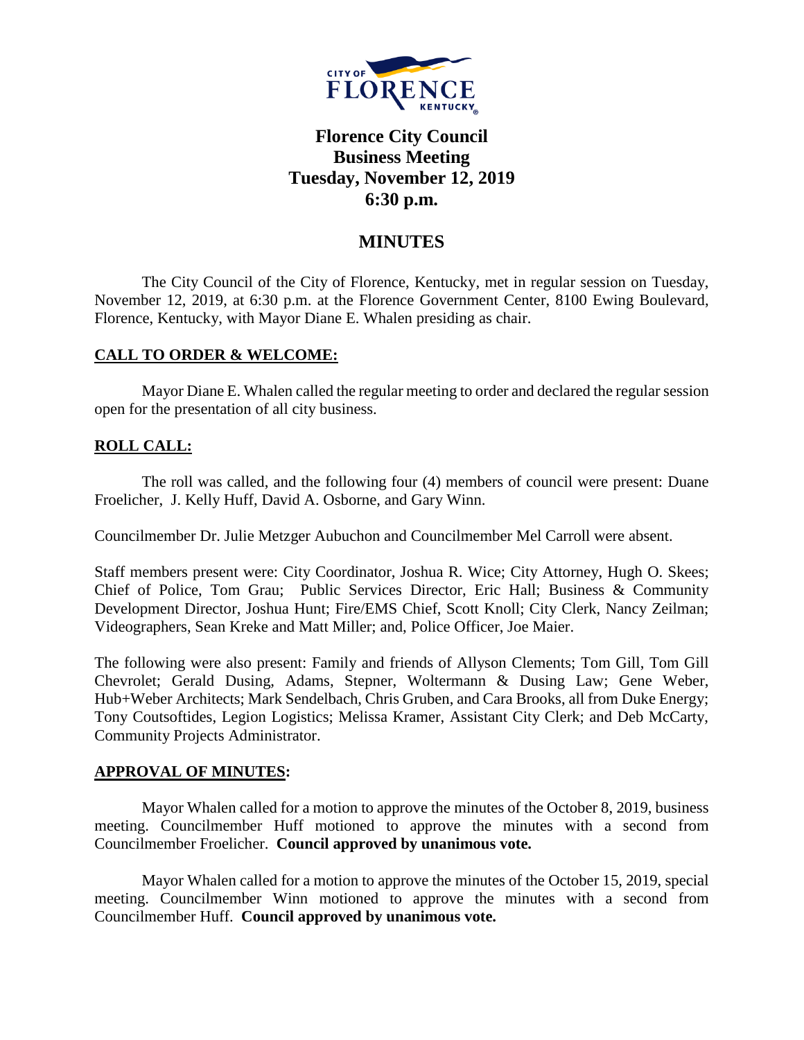# Florence City Council
## Business Meeting
## Tuesday, November 12, 2019
## 6:30 p.m.

## MINUTES

The City Council of the City of Florence, Kentucky, met in regular session on Tuesday, November 12, 2019, at 6:30 p.m. at the Florence Government Center, 8100 Ewing Boulevard, Florence, Kentucky, with Mayor Diane E. Whalen presiding as chair.

**CALL TO ORDER & WELCOME:**

Mayor Diane E. Whalen called the regular meeting to order and declared the regular session open for the presentation of all city business.

**ROLL CALL:**

The roll was called, and the following four (4) members of council were present: Duane Froelicher, J. Kelly Huff, David A. Osborne, and Gary Winn.

Councilmember Dr. Julie Metzger Aubuchon and Councilmember Mel Carroll were absent.

Staff members present were: City Coordinator, Joshua R. Wice; City Attorney, Hugh O. Skees; Chief of Police, Tom Grau; Public Services Director, Eric Hall; Business & Community Development Director, Joshua Hunt; Fire/EMS Chief, Scott Knoll; City Clerk, Nancy Zeilman; Videographers, Sean Kreke and Matt Miller; and, Police Officer, Joe Maier.

The following were also present: Family and friends of Allyson Clements; Tom Gill, Tom Gill Chevrolet; Gerald Dusing, Adams, Stepner, Woltermann & Dusing Law; Gene Weber, Hub+Weber Architects; Mark Sendelbach, Chris Gruben, and Cara Brooks, all from Duke Energy; Tony Coutsoftides, Legion Logistics; Melissa Kramer, Assistant City Clerk; and Deb McCarty, Community Projects Administrator.

**APPROVAL OF MINUTES:**

Mayor Whalen called for a motion to approve the minutes of the October 8, 2019, business meeting. Councilmember Huff motioned to approve the minutes with a second from Councilmember Froelicher. **Council approved by unanimous vote.**

Mayor Whalen called for a motion to approve the minutes of the October 15, 2019, special meeting. Councilmember Winn motioned to approve the minutes with a second from Councilmember Huff. **Council approved by unanimous vote.**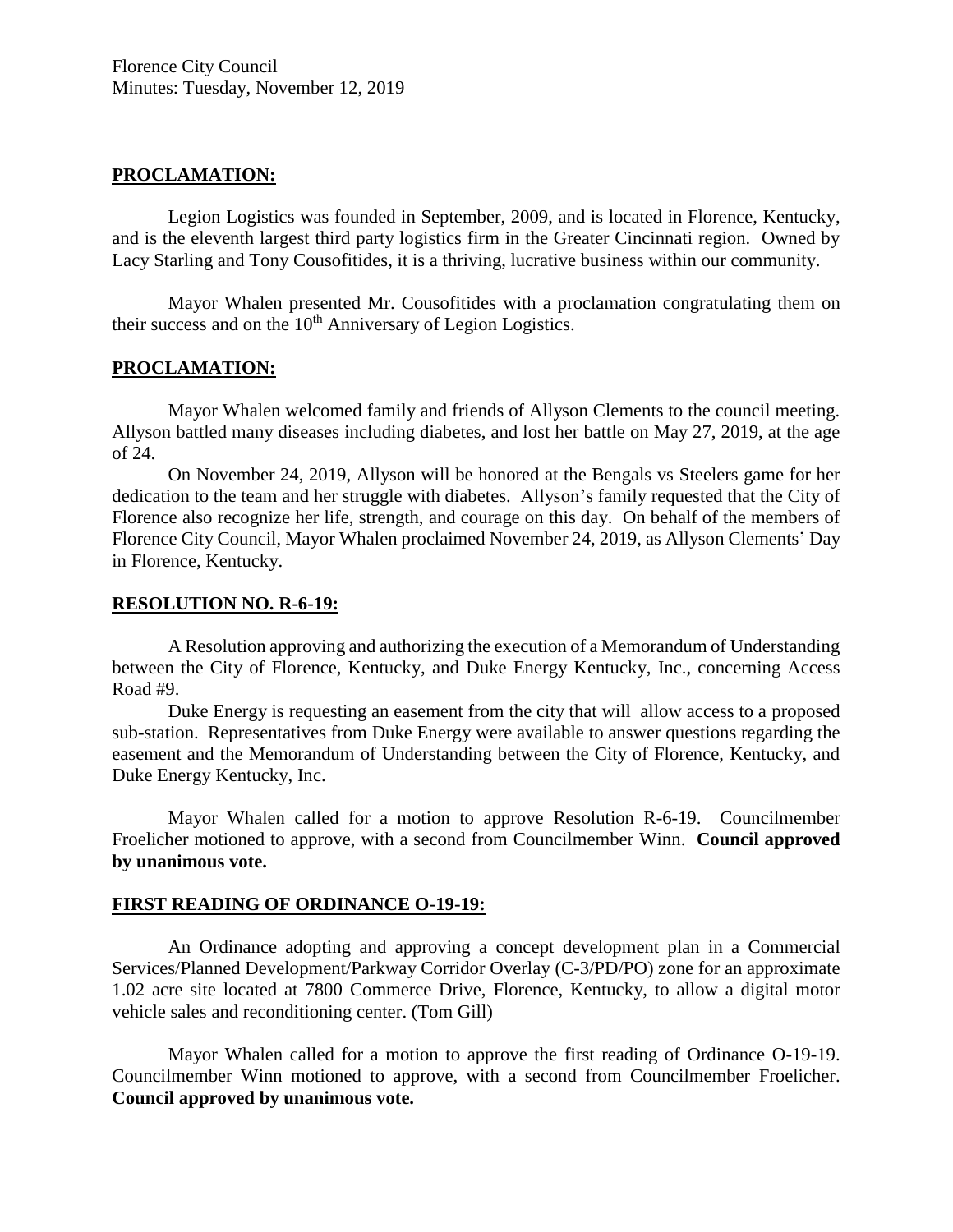## PROCLAMATION:

Legion Logistics was founded in September, 2009, and is located in Florence, Kentucky, and is the eleventh largest third party logistics firm in the Greater Cincinnati region. Owned by Lacy Starling and Tony Cousofitides, it is a thriving, lucrative business within our community.

Mayor Whalen presented Mr. Cousofitides with a proclamation congratulating them on their success and on the 10th Anniversary of Legion Logistics.

## PROCLAMATION:

Mayor Whalen welcomed family and friends of Allyson Clements to the council meeting. Allyson battled many diseases including diabetes, and lost her battle on May 27, 2019, at the age of 24.

On November 24, 2019, Allyson will be honored at the Bengals vs Steelers game for her dedication to the team and her struggle with diabetes. Allyson's family requested that the City of Florence also recognize her life, strength, and courage on this day. On behalf of the members of Florence City Council, Mayor Whalen proclaimed November 24, 2019, as Allyson Clements' Day in Florence, Kentucky.

## RESOLUTION NO. R-6-19:

A Resolution approving and authorizing the execution of a Memorandum of Understanding between the City of Florence, Kentucky, and Duke Energy Kentucky, Inc., concerning Access Road #9.

Duke Energy is requesting an easement from the city that will allow access to a proposed sub-station. Representatives from Duke Energy were available to answer questions regarding the easement and the Memorandum of Understanding between the City of Florence, Kentucky, and Duke Energy Kentucky, Inc.

Mayor Whalen called for a motion to approve Resolution R-6-19. Councilmember Froelicher motioned to approve, with a second from Councilmember Winn. **Council approved by unanimous vote.**

## FIRST READING OF ORDINANCE O-19-19:

An Ordinance adopting and approving a concept development plan in a Commercial Services/Planned Development/Parkway Corridor Overlay (C-3/PD/PO) zone for an approximate 1.02 acre site located at 7800 Commerce Drive, Florence, Kentucky, to allow a digital motor vehicle sales and reconditioning center. (Tom Gill)

Mayor Whalen called for a motion to approve the first reading of Ordinance O-19-19. Councilmember Winn motioned to approve, with a second from Councilmember Froelicher. **Council approved by unanimous vote.**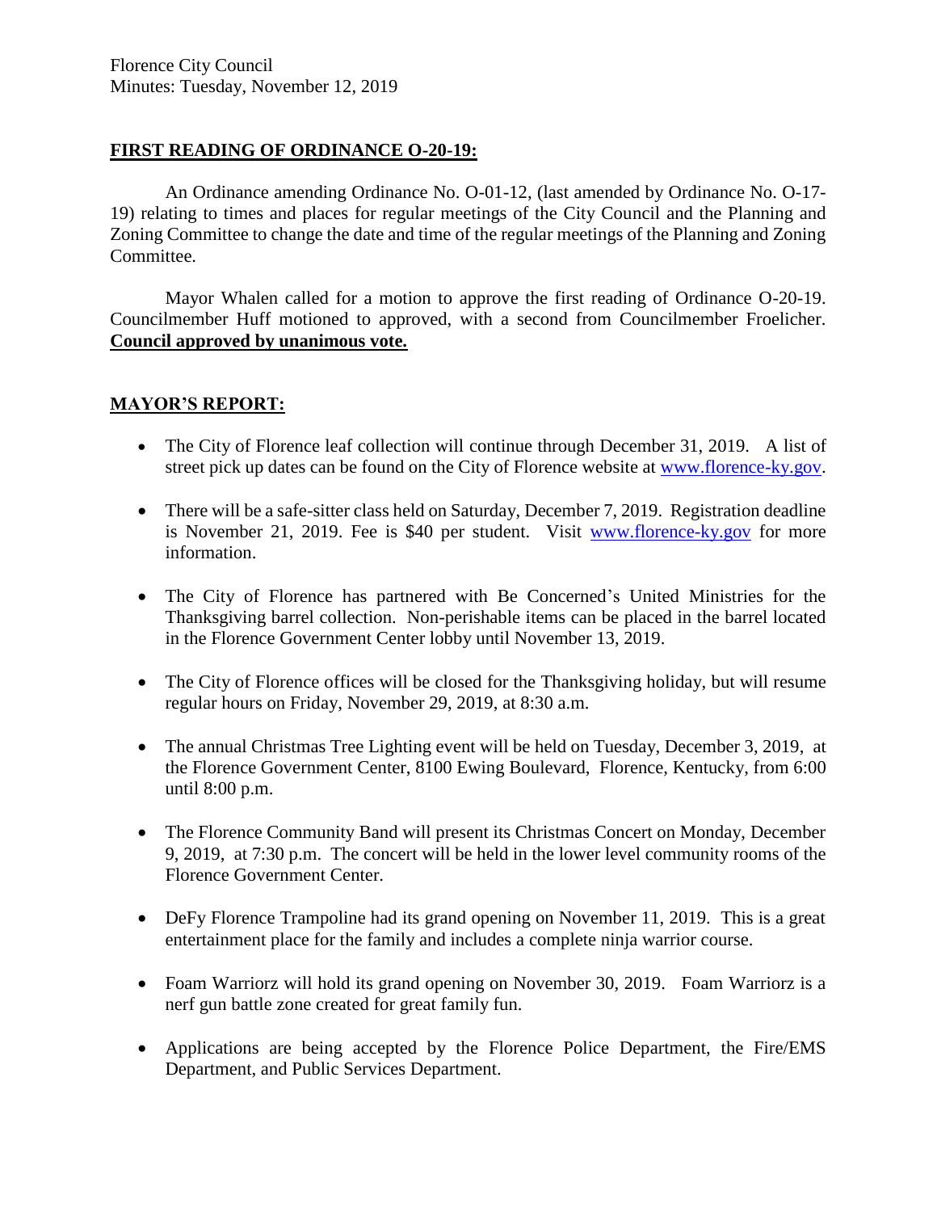## FIRST READING OF ORDINANCE O-20-19:

An Ordinance amending Ordinance No. O-01-12, (last amended by Ordinance No. O-17-19) relating to times and places for regular meetings of the City Council and the Planning and Zoning Committee to change the date and time of the regular meetings of the Planning and Zoning Committee.

Mayor Whalen called for a motion to approve the first reading of Ordinance O-20-19. Councilmember Huff motioned to approved, with a second from Councilmember Froelicher. **Council approved by unanimous vote.**

## MAYOR'S REPORT:

- The City of Florence leaf collection will continue through December 31, 2019. A list of street pick up dates can be found on the City of Florence website at www.florence-ky.gov.
- There will be a safe-sitter class held on Saturday, December 7, 2019. Registration deadline is November 21, 2019. Fee is $40 per student. Visit www.florence-ky.gov for more information.
- The City of Florence has partnered with Be Concerned's United Ministries for the Thanksgiving barrel collection. Non-perishable items can be placed in the barrel located in the Florence Government Center lobby until November 13, 2019.
- The City of Florence offices will be closed for the Thanksgiving holiday, but will resume regular hours on Friday, November 29, 2019, at 8:30 a.m.
- The annual Christmas Tree Lighting event will be held on Tuesday, December 3, 2019, at the Florence Government Center, 8100 Ewing Boulevard, Florence, Kentucky, from 6:00 until 8:00 p.m.
- The Florence Community Band will present its Christmas Concert on Monday, December 9, 2019, at 7:30 p.m. The concert will be held in the lower level community rooms of the Florence Government Center.
- DeFy Florence Trampoline had its grand opening on November 11, 2019. This is a great entertainment place for the family and includes a complete ninja warrior course.
- Foam Warriorz will hold its grand opening on November 30, 2019. Foam Warriorz is a nerf gun battle zone created for great family fun.
- Applications are being accepted by the Florence Police Department, the Fire/EMS Department, and Public Services Department.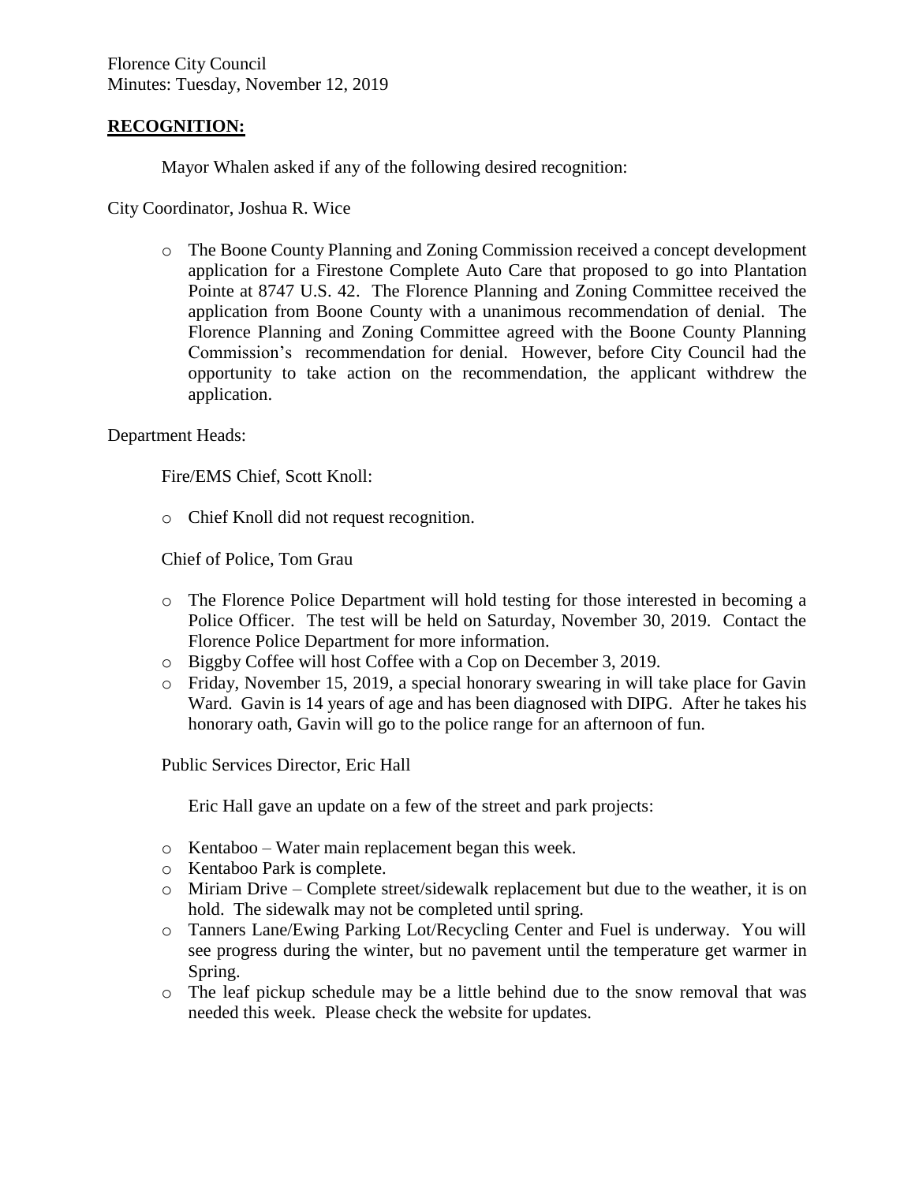Florence City Council
Minutes: Tuesday, November 12, 2019

**RECOGNITION:**

Mayor Whalen asked if any of the following desired recognition:

City Coordinator, Joshua R. Wice

- The Boone County Planning and Zoning Commission received a concept development application for a Firestone Complete Auto Care that proposed to go into Plantation Pointe at 8747 U.S. 42. The Florence Planning and Zoning Committee received the application from Boone County with a unanimous recommendation of denial. The Florence Planning and Zoning Committee agreed with the Boone County Planning Commission's recommendation for denial. However, before City Council had the opportunity to take action on the recommendation, the applicant withdrew the application.

Department Heads:

Fire/EMS Chief, Scott Knoll:

- Chief Knoll did not request recognition.

Chief of Police, Tom Grau

- The Florence Police Department will hold testing for those interested in becoming a Police Officer. The test will be held on Saturday, November 30, 2019. Contact the Florence Police Department for more information.
- Biggby Coffee will host Coffee with a Cop on December 3, 2019.
- Friday, November 15, 2019, a special honorary swearing in will take place for Gavin Ward. Gavin is 14 years of age and has been diagnosed with DIPG. After he takes his honorary oath, Gavin will go to the police range for an afternoon of fun.

Public Services Director, Eric Hall

Eric Hall gave an update on a few of the street and park projects:

- Kentaboo – Water main replacement began this week.
- Kentaboo Park is complete.
- Miriam Drive – Complete street/sidewalk replacement but due to the weather, it is on hold. The sidewalk may not be completed until spring.
- Tanners Lane/Ewing Parking Lot/Recycling Center and Fuel is underway. You will see progress during the winter, but no pavement until the temperature get warmer in Spring.
- The leaf pickup schedule may be a little behind due to the snow removal that was needed this week. Please check the website for updates.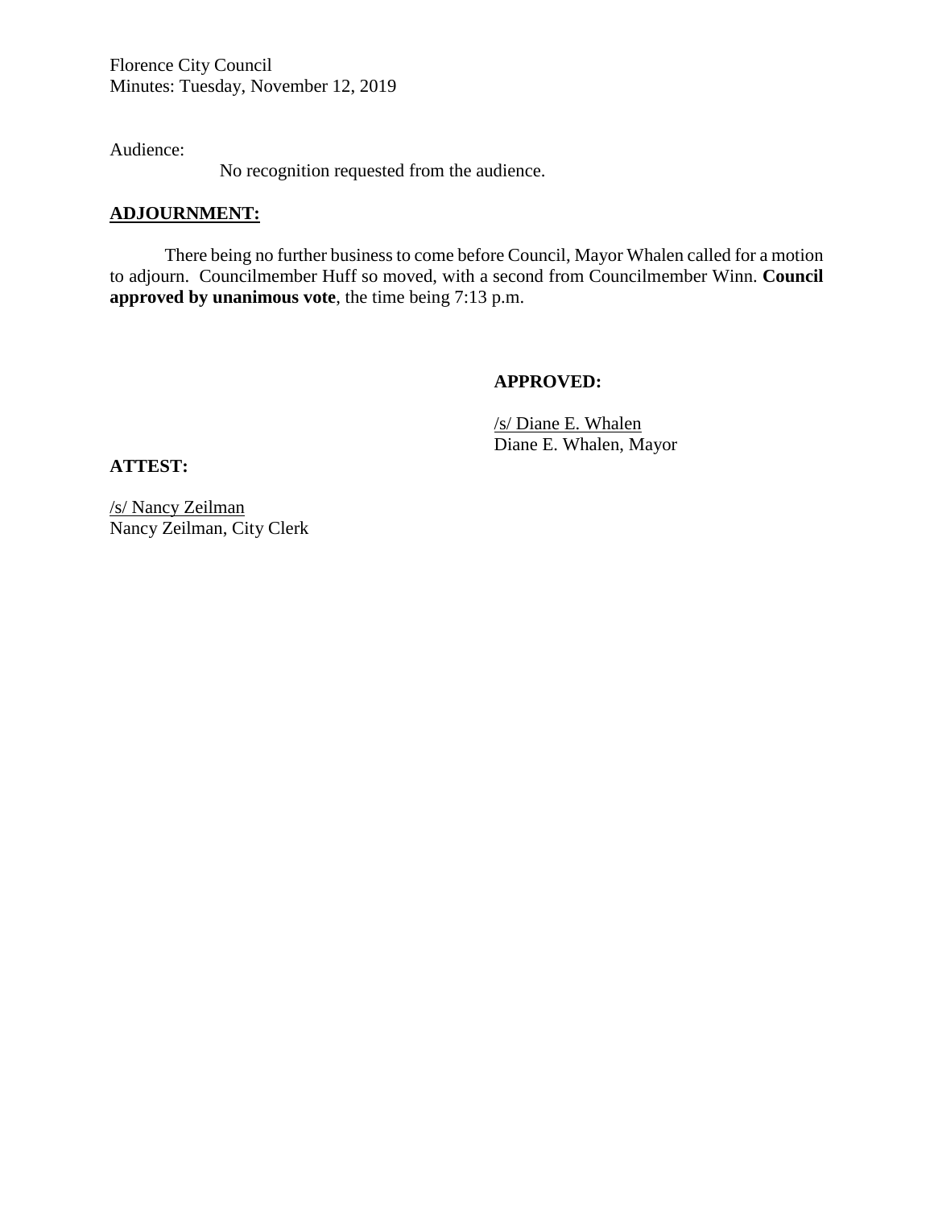Audience:

No recognition requested from the audience.

## ADJOURNMENT:

There being no further business to come before Council, Mayor Whalen called for a motion to adjourn. Councilmember Huff so moved, with a second from Councilmember Winn. **Council approved by unanimous vote**, the time being 7:13 p.m.

**APPROVED:**

/s/ Diane E. Whalen
Diane E. Whalen, Mayor

**ATTEST:**

/s/ Nancy Zeilman
Nancy Zeilman, City Clerk